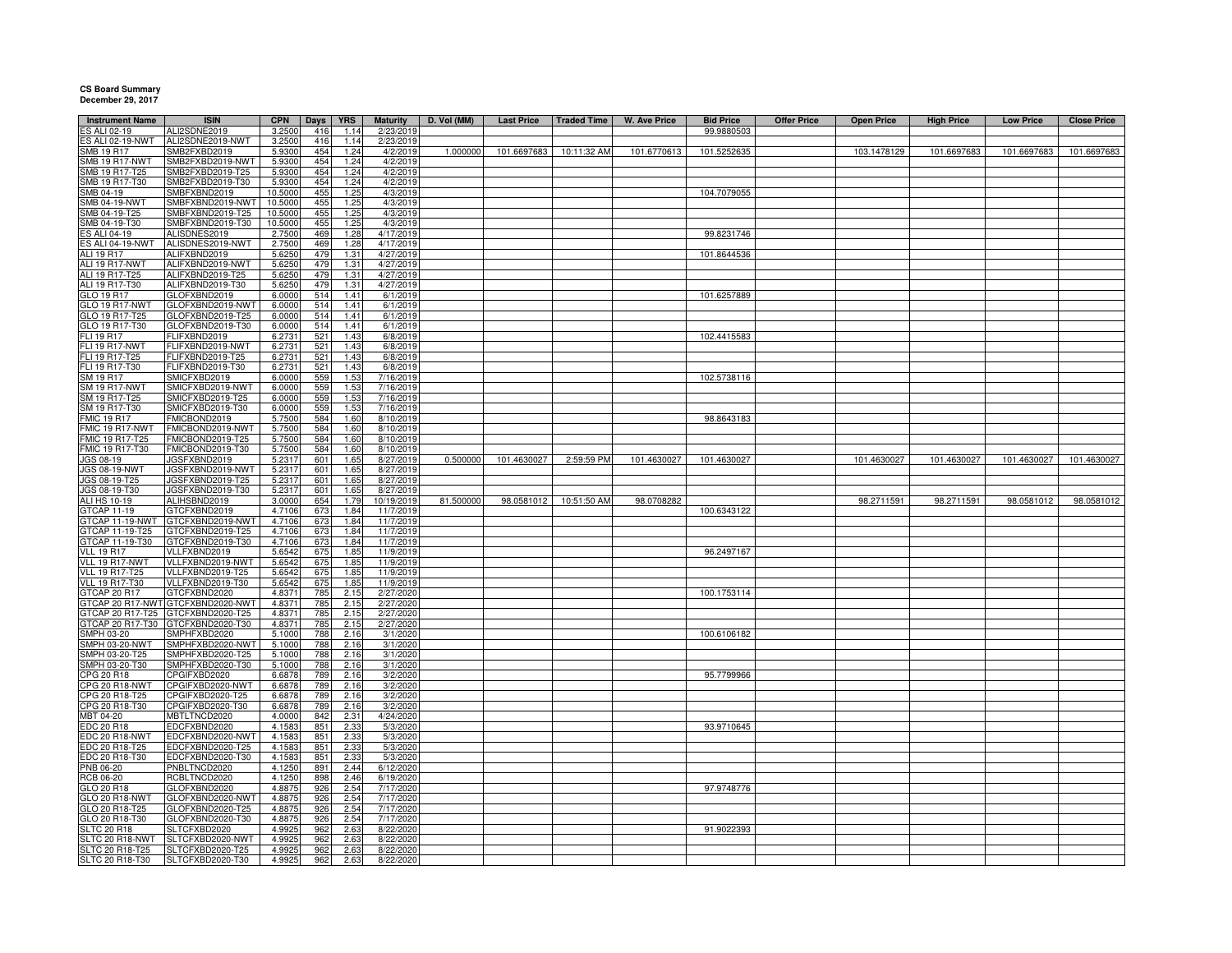**CS Board Summary**
**December 29, 2017**

| Instrument Name | ISIN | CPN | Days | YRS | Maturity | D. Vol (MM) | Last Price | Traded Time | W. Ave Price | Bid Price | Offer Price | Open Price | High Price | Low Price | Close Price |
|---|---|---|---|---|---|---|---|---|---|---|---|---|---|---|---|
| ES ALI 02-19 | ALI2SDNE2019 | 3.2500 | 416 | 1.14 | 2/23/2019 | | | | | 99.9880503 | | | | | |
| ES ALI 02-19-NWT | ALI2SDNE2019-NWT | 3.2500 | 416 | 1.14 | 2/23/2019 | | | | | | | | | | |
| SMB 19 R17 | SMB2FXBD2019 | 5.9300 | 454 | 1.24 | 4/2/2019 | 1.000000 | 101.6697683 | 10:11:32 AM | 101.6770613 | 101.5252635 | | 103.1478129 | 101.6697683 | 101.6697683 | 101.6697683 |
| SMB 19 R17-NWT | SMB2FXBD2019-NWT | 5.9300 | 454 | 1.24 | 4/2/2019 | | | | | | | | | | |
| SMB 19 R17-T25 | SMB2FXBD2019-T25 | 5.9300 | 454 | 1.24 | 4/2/2019 | | | | | | | | | | |
| SMB 19 R17-T30 | SMB2FXBD2019-T30 | 5.9300 | 454 | 1.24 | 4/2/2019 | | | | | | | | | | |
| SMB 04-19 | SMBFXBND2019 | 10.5000 | 455 | 1.25 | 4/3/2019 | | | | | 104.7079055 | | | | | |
| SMB 04-19-NWT | SMBFXBND2019-NWT | 10.5000 | 455 | 1.25 | 4/3/2019 | | | | | | | | | | |
| SMB 04-19-T25 | SMBFXBND2019-T25 | 10.5000 | 455 | 1.25 | 4/3/2019 | | | | | | | | | | |
| SMB 04-19-T30 | SMBFXBND2019-T30 | 10.5000 | 455 | 1.25 | 4/3/2019 | | | | | | | | | | |
| ES ALI 04-19 | ALISDNES2019 | 2.7500 | 469 | 1.28 | 4/17/2019 | | | | | 99.8231746 | | | | | |
| ES ALI 04-19-NWT | ALISDNES2019-NWT | 2.7500 | 469 | 1.28 | 4/17/2019 | | | | | | | | | | |
| ALI 19 R17 | ALIFXBND2019 | 5.6250 | 479 | 1.31 | 4/27/2019 | | | | | 101.8644536 | | | | | |
| ALI 19 R17-NWT | ALIFXBND2019-NWT | 5.6250 | 479 | 1.31 | 4/27/2019 | | | | | | | | | | |
| ALI 19 R17-T25 | ALIFXBND2019-T25 | 5.6250 | 479 | 1.31 | 4/27/2019 | | | | | | | | | | |
| ALI 19 R17-T30 | ALIFXBND2019-T30 | 5.6250 | 479 | 1.31 | 4/27/2019 | | | | | | | | | | |
| GLO 19 R17 | GLOFXBND2019 | 6.0000 | 514 | 1.41 | 6/1/2019 | | | | | 101.6257889 | | | | | |
| GLO 19 R17-NWT | GLOFXBND2019-NWT | 6.0000 | 514 | 1.41 | 6/1/2019 | | | | | | | | | | |
| GLO 19 R17-T25 | GLOFXBND2019-T25 | 6.0000 | 514 | 1.41 | 6/1/2019 | | | | | | | | | | |
| GLO 19 R17-T30 | GLOFXBND2019-T30 | 6.0000 | 514 | 1.41 | 6/1/2019 | | | | | | | | | | |
| FLI 19 R17 | FLIFXBND2019 | 6.2731 | 521 | 1.43 | 6/8/2019 | | | | | 102.4415583 | | | | | |
| FLI 19 R17-NWT | FLIFXBND2019-NWT | 6.2731 | 521 | 1.43 | 6/8/2019 | | | | | | | | | | |
| FLI 19 R17-T25 | FLIFXBND2019-T25 | 6.2731 | 521 | 1.43 | 6/8/2019 | | | | | | | | | | |
| FLI 19 R17-T30 | FLIFXBND2019-T30 | 6.2731 | 521 | 1.43 | 6/8/2019 | | | | | | | | | | |
| SM 19 R17 | SMICFXBD2019 | 6.0000 | 559 | 1.53 | 7/16/2019 | | | | | 102.5738116 | | | | | |
| SM 19 R17-NWT | SMICFXBD2019-NWT | 6.0000 | 559 | 1.53 | 7/16/2019 | | | | | | | | | | |
| SM 19 R17-T25 | SMICFXBD2019-T25 | 6.0000 | 559 | 1.53 | 7/16/2019 | | | | | | | | | | |
| SM 19 R17-T30 | SMICFXBD2019-T30 | 6.0000 | 559 | 1.53 | 7/16/2019 | | | | | | | | | | |
| FMIC 19 R17 | FMICBOND2019 | 5.7500 | 584 | 1.60 | 8/10/2019 | | | | | 98.8643183 | | | | | |
| FMIC 19 R17-NWT | FMICBOND2019-NWT | 5.7500 | 584 | 1.60 | 8/10/2019 | | | | | | | | | | |
| FMIC 19 R17-T25 | FMICBOND2019-T25 | 5.7500 | 584 | 1.60 | 8/10/2019 | | | | | | | | | | |
| FMIC 19 R17-T30 | FMICBOND2019-T30 | 5.7500 | 584 | 1.60 | 8/10/2019 | | | | | | | | | | |
| JGS 08-19 | JGSFXBND2019 | 5.2317 | 601 | 1.65 | 8/27/2019 | 0.500000 | 101.4630027 | 2:59:59 PM | 101.4630027 | 101.4630027 | | 101.4630027 | 101.4630027 | 101.4630027 | 101.4630027 |
| JGS 08-19-NWT | JGSFXBND2019-NWT | 5.2317 | 601 | 1.65 | 8/27/2019 | | | | | | | | | | |
| JGS 08-19-T25 | JGSFXBND2019-T25 | 5.2317 | 601 | 1.65 | 8/27/2019 | | | | | | | | | | |
| JGS 08-19-T30 | JGSFXBND2019-T30 | 5.2317 | 601 | 1.65 | 8/27/2019 | | | | | | | | | | |
| ALI HS 10-19 | ALIHSBND2019 | 3.0000 | 654 | 1.79 | 10/19/2019 | 81.500000 | 98.0581012 | 10:51:50 AM | 98.0708282 | | | 98.2711591 | 98.2711591 | 98.0581012 | 98.0581012 |
| GTCAP 11-19 | GTCFXBND2019 | 4.7106 | 673 | 1.84 | 11/7/2019 | | | | | 100.6343122 | | | | | |
| GTCAP 11-19-NWT | GTCFXBND2019-NWT | 4.7106 | 673 | 1.84 | 11/7/2019 | | | | | | | | | | |
| GTCAP 11-19-T25 | GTCFXBND2019-T25 | 4.7106 | 673 | 1.84 | 11/7/2019 | | | | | | | | | | |
| GTCAP 11-19-T30 | GTCFXBND2019-T30 | 4.7106 | 673 | 1.84 | 11/7/2019 | | | | | | | | | | |
| VLL 19 R17 | VLLFXBND2019 | 5.6542 | 675 | 1.85 | 11/9/2019 | | | | | 96.2497167 | | | | | |
| VLL 19 R17-NWT | VLLFXBND2019-NWT | 5.6542 | 675 | 1.85 | 11/9/2019 | | | | | | | | | | |
| VLL 19 R17-T25 | VLLFXBND2019-T25 | 5.6542 | 675 | 1.85 | 11/9/2019 | | | | | | | | | | |
| VLL 19 R17-T30 | VLLFXBND2019-T30 | 5.6542 | 675 | 1.85 | 11/9/2019 | | | | | | | | | | |
| GTCAP 20 R17 | GTCFXBND2020 | 4.8371 | 785 | 2.15 | 2/27/2020 | | | | | 100.1753114 | | | | | |
| GTCAP 20 R17-NWT | GTCFXBND2020-NWT | 4.8371 | 785 | 2.15 | 2/27/2020 | | | | | | | | | | |
| GTCAP 20 R17-T25 | GTCFXBND2020-T25 | 4.8371 | 785 | 2.15 | 2/27/2020 | | | | | | | | | | |
| GTCAP 20 R17-T30 | GTCFXBND2020-T30 | 4.8371 | 785 | 2.15 | 2/27/2020 | | | | | | | | | | |
| SMPH 03-20 | SMPHFXBD2020 | 5.1000 | 788 | 2.16 | 3/1/2020 | | | | | 100.6106182 | | | | | |
| SMPH 03-20-NWT | SMPHFXBD2020-NWT | 5.1000 | 788 | 2.16 | 3/1/2020 | | | | | | | | | | |
| SMPH 03-20-T25 | SMPHFXBD2020-T25 | 5.1000 | 788 | 2.16 | 3/1/2020 | | | | | | | | | | |
| SMPH 03-20-T30 | SMPHFXBD2020-T30 | 5.1000 | 788 | 2.16 | 3/1/2020 | | | | | | | | | | |
| CPG 20 R18 | CPGIFXBD2020 | 6.6878 | 789 | 2.16 | 3/2/2020 | | | | | 95.7799966 | | | | | |
| CPG 20 R18-NWT | CPGIFXBD2020-NWT | 6.6878 | 789 | 2.16 | 3/2/2020 | | | | | | | | | | |
| CPG 20 R18-T25 | CPGIFXBD2020-T25 | 6.6878 | 789 | 2.16 | 3/2/2020 | | | | | | | | | | |
| CPG 20 R18-T30 | CPGIFXBD2020-T30 | 6.6878 | 789 | 2.16 | 3/2/2020 | | | | | | | | | | |
| MBT 04-20 | MBTLTNCD2020 | 4.0000 | 842 | 2.31 | 4/24/2020 | | | | | | | | | | |
| EDC 20 R18 | EDCFXBND2020 | 4.1583 | 851 | 2.33 | 5/3/2020 | | | | | 93.9710645 | | | | | |
| EDC 20 R18-NWT | EDCFXBND2020-NWT | 4.1583 | 851 | 2.33 | 5/3/2020 | | | | | | | | | | |
| EDC 20 R18-T25 | EDCFXBND2020-T25 | 4.1583 | 851 | 2.33 | 5/3/2020 | | | | | | | | | | |
| EDC 20 R18-T30 | EDCFXBND2020-T30 | 4.1583 | 851 | 2.33 | 5/3/2020 | | | | | | | | | | |
| PNB 06-20 | PNBLTNCD2020 | 4.1250 | 891 | 2.44 | 6/12/2020 | | | | | | | | | | |
| RCB 06-20 | RCBLTNCD2020 | 4.1250 | 898 | 2.46 | 6/19/2020 | | | | | | | | | | |
| GLO 20 R18 | GLOFXBND2020 | 4.8875 | 926 | 2.54 | 7/17/2020 | | | | | 97.9748776 | | | | | |
| GLO 20 R18-NWT | GLOFXBND2020-NWT | 4.8875 | 926 | 2.54 | 7/17/2020 | | | | | | | | | | |
| GLO 20 R18-T25 | GLOFXBND2020-T25 | 4.8875 | 926 | 2.54 | 7/17/2020 | | | | | | | | | | |
| GLO 20 R18-T30 | GLOFXBND2020-T30 | 4.8875 | 926 | 2.54 | 7/17/2020 | | | | | | | | | | |
| SLTC 20 R18 | SLTCFXBD2020 | 4.9925 | 962 | 2.63 | 8/22/2020 | | | | | 91.9022393 | | | | | |
| SLTC 20 R18-NWT | SLTCFXBD2020-NWT | 4.9925 | 962 | 2.63 | 8/22/2020 | | | | | | | | | | |
| SLTC 20 R18-T25 | SLTCFXBD2020-T25 | 4.9925 | 962 | 2.63 | 8/22/2020 | | | | | | | | | | |
| SLTC 20 R18-T30 | SLTCFXBD2020-T30 | 4.9925 | 962 | 2.63 | 8/22/2020 | | | | | | | | | | |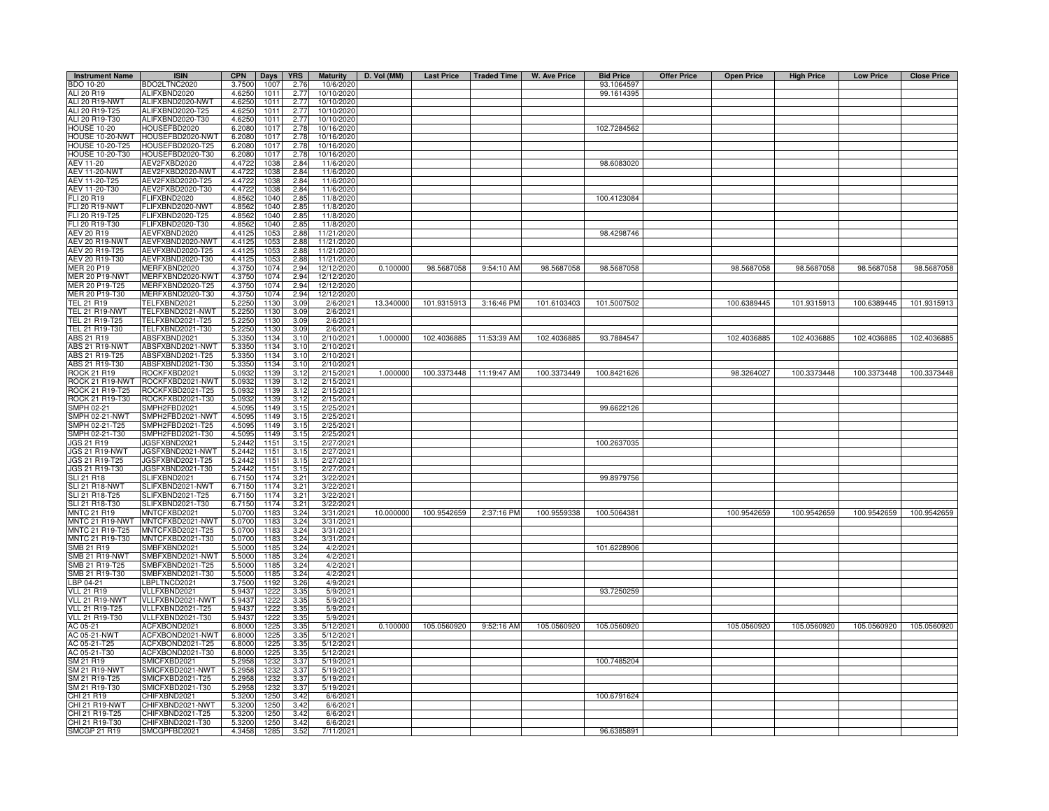| Instrument Name | ISIN | CPN | Days | YRS | Maturity | D. Vol (MM) | Last Price | Traded Time | W. Ave Price | Bid Price | Offer Price | Open Price | High Price | Low Price | Close Price |
|---|---|---|---|---|---|---|---|---|---|---|---|---|---|---|---|
| BDO 10-20 | BDO2LTNC2020 | 3.7500 | 1007 | 2.76 | 10/6/2020 | | | | | 93.1064597 | | | | | |
| ALI 20 R19 | ALIFXBND2020 | 4.6250 | 1011 | 2.77 | 10/10/2020 | | | | | 99.1614395 | | | | | |
| ALI 20 R19-NWT | ALIFXBND2020-NWT | 4.6250 | 1011 | 2.77 | 10/10/2020 | | | | | | | | | | |
| ALI 20 R19-T25 | ALIFXBND2020-T25 | 4.6250 | 1011 | 2.77 | 10/10/2020 | | | | | | | | | | |
| ALI 20 R19-T30 | ALIFXBND2020-T30 | 4.6250 | 1011 | 2.77 | 10/10/2020 | | | | | | | | | | |
| HOUSE 10-20 | HOUSEFBD2020 | 6.2080 | 1017 | 2.78 | 10/16/2020 | | | | | 102.7284562 | | | | | |
| HOUSE 10-20-NWT | HOUSEFBD2020-NWT | 6.2080 | 1017 | 2.78 | 10/16/2020 | | | | | | | | | | |
| HOUSE 10-20-T25 | HOUSEFBD2020-T25 | 6.2080 | 1017 | 2.78 | 10/16/2020 | | | | | | | | | | |
| HOUSE 10-20-T30 | HOUSEFBD2020-T30 | 6.2080 | 1017 | 2.78 | 10/16/2020 | | | | | | | | | | |
| AEV 11-20 | AEV2FXBD2020 | 4.4722 | 1038 | 2.84 | 11/6/2020 | | | | | 98.6083020 | | | | | |
| AEV 11-20-NWT | AEV2FXBD2020-NWT | 4.4722 | 1038 | 2.84 | 11/6/2020 | | | | | | | | | | |
| AEV 11-20-T25 | AEV2FXBD2020-T25 | 4.4722 | 1038 | 2.84 | 11/6/2020 | | | | | | | | | | |
| AEV 11-20-T30 | AEV2FXBD2020-T30 | 4.4722 | 1038 | 2.84 | 11/6/2020 | | | | | | | | | | |
| FLI 20 R19 | FLIFXBND2020 | 4.8562 | 1040 | 2.85 | 11/8/2020 | | | | | 100.4123084 | | | | | |
| FLI 20 R19-NWT | FLIFXBND2020-NWT | 4.8562 | 1040 | 2.85 | 11/8/2020 | | | | | | | | | | |
| FLI 20 R19-T25 | FLIFXBND2020-T25 | 4.8562 | 1040 | 2.85 | 11/8/2020 | | | | | | | | | | |
| FLI 20 R19-T30 | FLIFXBND2020-T30 | 4.8562 | 1040 | 2.85 | 11/8/2020 | | | | | | | | | | |
| AEV 20 R19 | AEVFXBND2020 | 4.4125 | 1053 | 2.88 | 11/21/2020 | | | | | 98.4298746 | | | | | |
| AEV 20 R19-NWT | AEVFXBND2020-NWT | 4.4125 | 1053 | 2.88 | 11/21/2020 | | | | | | | | | | |
| AEV 20 R19-T25 | AEVFXBND2020-T25 | 4.4125 | 1053 | 2.88 | 11/21/2020 | | | | | | | | | | |
| AEV 20 R19-T30 | AEVFXBND2020-T30 | 4.4125 | 1053 | 2.88 | 11/21/2020 | | | | | | | | | | |
| MER 20 P19 | MERFXBND2020 | 4.3750 | 1074 | 2.94 | 12/12/2020 | 0.100000 | 98.5687058 | 9:54:10 AM | 98.5687058 | 98.5687058 | | 98.5687058 | 98.5687058 | 98.5687058 | 98.5687058 |
| MER 20 P19-NWT | MERFXBND2020-NWT | 4.3750 | 1074 | 2.94 | 12/12/2020 | | | | | | | | | | |
| MER 20 P19-T25 | MERFXBND2020-T25 | 4.3750 | 1074 | 2.94 | 12/12/2020 | | | | | | | | | | |
| MER 20 P19-T30 | MERFXBND2020-T30 | 4.3750 | 1074 | 2.94 | 12/12/2020 | | | | | | | | | | |
| TEL 21 R19 | TELFXBND2021 | 5.2250 | 1130 | 3.09 | 2/6/2021 | 13.340000 | 101.9315913 | 3:16:46 PM | 101.6103403 | 101.5007502 | | 100.6389445 | 101.9315913 | 100.6389445 | 101.9315913 |
| TEL 21 R19-NWT | TELFXBND2021-NWT | 5.2250 | 1130 | 3.09 | 2/6/2021 | | | | | | | | | | |
| TEL 21 R19-T25 | TELFXBND2021-T25 | 5.2250 | 1130 | 3.09 | 2/6/2021 | | | | | | | | | | |
| TEL 21 R19-T30 | TELFXBND2021-T30 | 5.2250 | 1130 | 3.09 | 2/6/2021 | | | | | | | | | | |
| ABS 21 R19 | ABSFXBND2021 | 5.3350 | 1134 | 3.10 | 2/10/2021 | 1.000000 | 102.4036885 | 11:53:39 AM | 102.4036885 | 93.7884547 | | 102.4036885 | 102.4036885 | 102.4036885 | 102.4036885 |
| ABS 21 R19-NWT | ABSFXBND2021-NWT | 5.3350 | 1134 | 3.10 | 2/10/2021 | | | | | | | | | | |
| ABS 21 R19-T25 | ABSFXBND2021-T25 | 5.3350 | 1134 | 3.10 | 2/10/2021 | | | | | | | | | | |
| ABS 21 R19-T30 | ABSFXBND2021-T30 | 5.3350 | 1134 | 3.10 | 2/10/2021 | | | | | | | | | | |
| ROCK 21 R19 | ROCKFXBD2021 | 5.0932 | 1139 | 3.12 | 2/15/2021 | 1.000000 | 100.3373448 | 11:19:47 AM | 100.3373449 | 100.8421626 | | 98.3264027 | 100.3373448 | 100.3373448 | 100.3373448 |
| ROCK 21 R19-NWT | ROCKFXBD2021-NWT | 5.0932 | 1139 | 3.12 | 2/15/2021 | | | | | | | | | | |
| ROCK 21 R19-T25 | ROCKFXBD2021-T25 | 5.0932 | 1139 | 3.12 | 2/15/2021 | | | | | | | | | | |
| ROCK 21 R19-T30 | ROCKFXBD2021-T30 | 5.0932 | 1139 | 3.12 | 2/15/2021 | | | | | | | | | | |
| SMPH 02-21 | SMPH2FBD2021 | 4.5095 | 1149 | 3.15 | 2/25/2021 | | | | | 99.6622126 | | | | | |
| SMPH 02-21-NWT | SMPH2FBD2021-NWT | 4.5095 | 1149 | 3.15 | 2/25/2021 | | | | | | | | | | |
| SMPH 02-21-T25 | SMPH2FBD2021-T25 | 4.5095 | 1149 | 3.15 | 2/25/2021 | | | | | | | | | | |
| SMPH 02-21-T30 | SMPH2FBD2021-T30 | 4.5095 | 1149 | 3.15 | 2/25/2021 | | | | | | | | | | |
| JGS 21 R19 | JGSFXBND2021 | 5.2442 | 1151 | 3.15 | 2/27/2021 | | | | | 100.2637035 | | | | | |
| JGS 21 R19-NWT | JGSFXBND2021-NWT | 5.2442 | 1151 | 3.15 | 2/27/2021 | | | | | | | | | | |
| JGS 21 R19-T25 | JGSFXBND2021-T25 | 5.2442 | 1151 | 3.15 | 2/27/2021 | | | | | | | | | | |
| JGS 21 R19-T30 | JGSFXBND2021-T30 | 5.2442 | 1151 | 3.15 | 2/27/2021 | | | | | | | | | | |
| SLI 21 R18 | SLIFXBND2021 | 6.7150 | 1174 | 3.21 | 3/22/2021 | | | | | 99.8979756 | | | | | |
| SLI 21 R18-NWT | SLIFXBND2021-NWT | 6.7150 | 1174 | 3.21 | 3/22/2021 | | | | | | | | | | |
| SLI 21 R18-T25 | SLIFXBND2021-T25 | 6.7150 | 1174 | 3.21 | 3/22/2021 | | | | | | | | | | |
| SLI 21 R18-T30 | SLIFXBND2021-T30 | 6.7150 | 1174 | 3.21 | 3/22/2021 | | | | | | | | | | |
| MNTC 21 R19 | MNTCFXBD2021 | 5.0700 | 1183 | 3.24 | 3/31/2021 | 10.000000 | 100.9542659 | 2:37:16 PM | 100.9559338 | 100.5064381 | | 100.9542659 | 100.9542659 | 100.9542659 | 100.9542659 |
| MNTC 21 R19-NWT | MNTCFXBD2021-NWT | 5.0700 | 1183 | 3.24 | 3/31/2021 | | | | | | | | | | |
| MNTC 21 R19-T25 | MNTCFXBD2021-T25 | 5.0700 | 1183 | 3.24 | 3/31/2021 | | | | | | | | | | |
| MNTC 21 R19-T30 | MNTCFXBD2021-T30 | 5.0700 | 1183 | 3.24 | 3/31/2021 | | | | | | | | | | |
| SMB 21 R19 | SMBFXBND2021 | 5.5000 | 1185 | 3.24 | 4/2/2021 | | | | | 101.6228906 | | | | | |
| SMB 21 R19-NWT | SMBFXBND2021-NWT | 5.5000 | 1185 | 3.24 | 4/2/2021 | | | | | | | | | | |
| SMB 21 R19-T25 | SMBFXBND2021-T25 | 5.5000 | 1185 | 3.24 | 4/2/2021 | | | | | | | | | | |
| SMB 21 R19-T30 | SMBFXBND2021-T30 | 5.5000 | 1185 | 3.24 | 4/2/2021 | | | | | | | | | | |
| LBP 04-21 | LBPLTNCD2021 | 3.7500 | 1192 | 3.26 | 4/9/2021 | | | | | | | | | | |
| VLL 21 R19 | VLLFXBND2021 | 5.9437 | 1222 | 3.35 | 5/9/2021 | | | | | 93.7250259 | | | | | |
| VLL 21 R19-NWT | VLLFXBND2021-NWT | 5.9437 | 1222 | 3.35 | 5/9/2021 | | | | | | | | | | |
| VLL 21 R19-T25 | VLLFXBND2021-T25 | 5.9437 | 1222 | 3.35 | 5/9/2021 | | | | | | | | | | |
| VLL 21 R19-T30 | VLLFXBND2021-T30 | 5.9437 | 1222 | 3.35 | 5/9/2021 | | | | | | | | | | |
| AC 05-21 | ACFXBOND2021 | 6.8000 | 1225 | 3.35 | 5/12/2021 | 0.100000 | 105.0560920 | 9:52:16 AM | 105.0560920 | 105.0560920 | | 105.0560920 | 105.0560920 | 105.0560920 | 105.0560920 |
| AC 05-21-NWT | ACFXBOND2021-NWT | 6.8000 | 1225 | 3.35 | 5/12/2021 | | | | | | | | | | |
| AC 05-21-T25 | ACFXBOND2021-T25 | 6.8000 | 1225 | 3.35 | 5/12/2021 | | | | | | | | | | |
| AC 05-21-T30 | ACFXBOND2021-T30 | 6.8000 | 1225 | 3.35 | 5/12/2021 | | | | | | | | | | |
| SM 21 R19 | SMICFXBD2021 | 5.2958 | 1232 | 3.37 | 5/19/2021 | | | | | 100.7485204 | | | | | |
| SM 21 R19-NWT | SMICFXBD2021-NWT | 5.2958 | 1232 | 3.37 | 5/19/2021 | | | | | | | | | | |
| SM 21 R19-T25 | SMICFXBD2021-T25 | 5.2958 | 1232 | 3.37 | 5/19/2021 | | | | | | | | | | |
| SM 21 R19-T30 | SMICFXBD2021-T30 | 5.2958 | 1232 | 3.37 | 5/19/2021 | | | | | | | | | | |
| CHI 21 R19 | CHIFXBND2021 | 5.3200 | 1250 | 3.42 | 6/6/2021 | | | | | 100.6791624 | | | | | |
| CHI 21 R19-NWT | CHIFXBND2021-NWT | 5.3200 | 1250 | 3.42 | 6/6/2021 | | | | | | | | | | |
| CHI 21 R19-T25 | CHIFXBND2021-T25 | 5.3200 | 1250 | 3.42 | 6/6/2021 | | | | | | | | | | |
| CHI 21 R19-T30 | CHIFXBND2021-T30 | 5.3200 | 1250 | 3.42 | 6/6/2021 | | | | | | | | | | |
| SMCGP 21 R19 | SMCGPFBD2021 | 4.3458 | 1285 | 3.52 | 7/11/2021 | | | | | 96.6385891 | | | | | |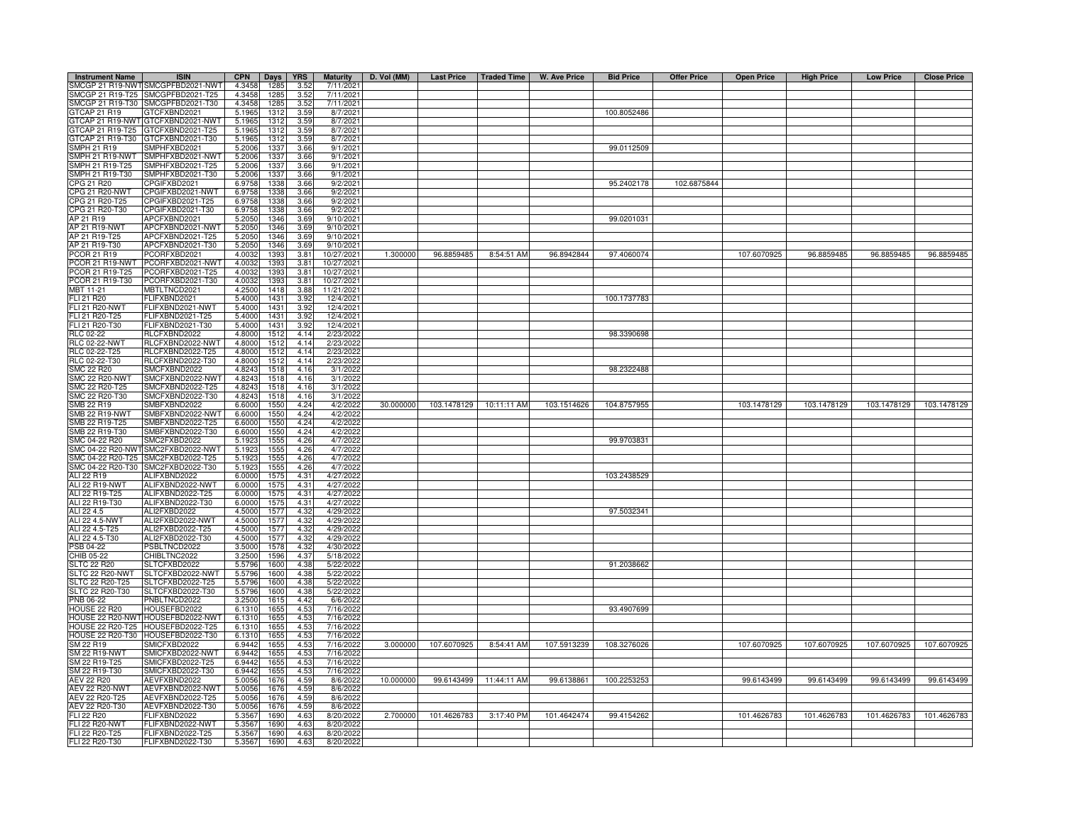| Instrument Name | ISIN | CPN | Days | YRS | Maturity | D. Vol (MM) | Last Price | Traded Time | W. Ave Price | Bid Price | Offer Price | Open Price | High Price | Low Price | Close Price |
|---|---|---|---|---|---|---|---|---|---|---|---|---|---|---|---|
| SMCGP 21 R19-NWT | SMCGPFBD2021-NWT | 4.3458 | 1285 | 3.52 | 7/11/2021 | | | | | | | | | | |
| SMCGP 21 R19-T25 | SMCGPFBD2021-T25 | 4.3458 | 1285 | 3.52 | 7/11/2021 | | | | | | | | | | |
| SMCGP 21 R19-T30 | SMCGPFBD2021-T30 | 4.3458 | 1285 | 3.52 | 7/11/2021 | | | | | | | | | | |
| GTCAP 21 R19 | GTCFXBND2021 | 5.1965 | 1312 | 3.59 | 8/7/2021 | | | | | 100.8052486 | | | | | |
| GTCAP 21 R19-NWT | GTCFXBND2021-NWT | 5.1965 | 1312 | 3.59 | 8/7/2021 | | | | | | | | | | |
| GTCAP 21 R19-T25 | GTCFXBND2021-T25 | 5.1965 | 1312 | 3.59 | 8/7/2021 | | | | | | | | | | |
| GTCAP 21 R19-T30 | GTCFXBND2021-T30 | 5.1965 | 1312 | 3.59 | 8/7/2021 | | | | | | | | | | |
| SMPH 21 R19 | SMPHFXBD2021 | 5.2006 | 1337 | 3.66 | 9/1/2021 | | | | | 99.0112509 | | | | | |
| SMPH 21 R19-NWT | SMPHFXBD2021-NWT | 5.2006 | 1337 | 3.66 | 9/1/2021 | | | | | | | | | | |
| SMPH 21 R19-T25 | SMPHFXBD2021-T25 | 5.2006 | 1337 | 3.66 | 9/1/2021 | | | | | | | | | | |
| SMPH 21 R19-T30 | SMPHFXBD2021-T30 | 5.2006 | 1337 | 3.66 | 9/1/2021 | | | | | | | | | | |
| CPG 21 R20 | CPGIFXBD2021 | 6.9758 | 1338 | 3.66 | 9/2/2021 | | | | | 95.2402178 | 102.6875844 | | | | |
| CPG 21 R20-NWT | CPGIFXBD2021-NWT | 6.9758 | 1338 | 3.66 | 9/2/2021 | | | | | | | | | | |
| CPG 21 R20-T25 | CPGIFXBD2021-T25 | 6.9758 | 1338 | 3.66 | 9/2/2021 | | | | | | | | | | |
| CPG 21 R20-T30 | CPGIFXBD2021-T30 | 6.9758 | 1338 | 3.66 | 9/2/2021 | | | | | | | | | | |
| AP 21 R19 | APCFXBND2021 | 5.2050 | 1346 | 3.69 | 9/10/2021 | | | | | 99.0201031 | | | | | |
| AP 21 R19-NWT | APCFXBND2021-NWT | 5.2050 | 1346 | 3.69 | 9/10/2021 | | | | | | | | | | |
| AP 21 R19-T25 | APCFXBND2021-T25 | 5.2050 | 1346 | 3.69 | 9/10/2021 | | | | | | | | | | |
| AP 21 R19-T30 | APCFXBND2021-T30 | 5.2050 | 1346 | 3.69 | 9/10/2021 | | | | | | | | | | |
| PCOR 21 R19 | PCORFXBD2021 | 4.0032 | 1393 | 3.81 | 10/27/2021 | 1.300000 | 96.8859485 | 8:54:51 AM | 96.8942844 | 97.4060074 | | 107.6070925 | 96.8859485 | 96.8859485 | 96.8859485 |
| PCOR 21 R19-NWT | PCORFXBD2021-NWT | 4.0032 | 1393 | 3.81 | 10/27/2021 | | | | | | | | | | |
| PCOR 21 R19-T25 | PCORFXBD2021-T25 | 4.0032 | 1393 | 3.81 | 10/27/2021 | | | | | | | | | | |
| PCOR 21 R19-T30 | PCORFXBD2021-T30 | 4.0032 | 1393 | 3.81 | 10/27/2021 | | | | | | | | | | |
| MBT 11-21 | MBTLTNCD2021 | 4.2500 | 1418 | 3.88 | 11/21/2021 | | | | | | | | | | |
| FLI 21 R20 | FLIFXBND2021 | 5.4000 | 1431 | 3.92 | 12/4/2021 | | | | | 100.1737783 | | | | | |
| FLI 21 R20-NWT | FLIFXBND2021-NWT | 5.4000 | 1431 | 3.92 | 12/4/2021 | | | | | | | | | | |
| FLI 21 R20-T25 | FLIFXBND2021-T25 | 5.4000 | 1431 | 3.92 | 12/4/2021 | | | | | | | | | | |
| FLI 21 R20-T30 | FLIFXBND2021-T30 | 5.4000 | 1431 | 3.92 | 12/4/2021 | | | | | | | | | | |
| RLC 02-22 | RLCFXBND2022 | 4.8000 | 1512 | 4.14 | 2/23/2022 | | | | | 98.3390698 | | | | | |
| RLC 02-22-NWT | RLCFXBND2022-NWT | 4.8000 | 1512 | 4.14 | 2/23/2022 | | | | | | | | | | |
| RLC 02-22-T25 | RLCFXBND2022-T25 | 4.8000 | 1512 | 4.14 | 2/23/2022 | | | | | | | | | | |
| RLC 02-22-T30 | RLCFXBND2022-T30 | 4.8000 | 1512 | 4.14 | 2/23/2022 | | | | | | | | | | |
| SMC 22 R20 | SMCFXBND2022 | 4.8243 | 1518 | 4.16 | 3/1/2022 | | | | | 98.2322488 | | | | | |
| SMC 22 R20-NWT | SMCFXBND2022-NWT | 4.8243 | 1518 | 4.16 | 3/1/2022 | | | | | | | | | | |
| SMC 22 R20-T25 | SMCFXBND2022-T25 | 4.8243 | 1518 | 4.16 | 3/1/2022 | | | | | | | | | | |
| SMC 22 R20-T30 | SMCFXBND2022-T30 | 4.8243 | 1518 | 4.16 | 3/1/2022 | | | | | | | | | | |
| SMB 22 R19 | SMBFXBND2022 | 6.6000 | 1550 | 4.24 | 4/2/2022 | 30.000000 | 103.1478129 | 10:11:11 AM | 103.1514626 | 104.8757955 | | 103.1478129 | 103.1478129 | 103.1478129 | 103.1478129 |
| SMB 22 R19-NWT | SMBFXBND2022-NWT | 6.6000 | 1550 | 4.24 | 4/2/2022 | | | | | | | | | | |
| SMB 22 R19-T25 | SMBFXBND2022-T25 | 6.6000 | 1550 | 4.24 | 4/2/2022 | | | | | | | | | | |
| SMB 22 R19-T30 | SMBFXBND2022-T30 | 6.6000 | 1550 | 4.24 | 4/2/2022 | | | | | | | | | | |
| SMC 04-22 R20 | SMC2FXBD2022 | 5.1923 | 1555 | 4.26 | 4/7/2022 | | | | | 99.9703831 | | | | | |
| SMC 04-22 R20-NWT | SMC2FXBD2022-NWT | 5.1923 | 1555 | 4.26 | 4/7/2022 | | | | | | | | | | |
| SMC 04-22 R20-T25 | SMC2FXBD2022-T25 | 5.1923 | 1555 | 4.26 | 4/7/2022 | | | | | | | | | | |
| SMC 04-22 R20-T30 | SMC2FXBD2022-T30 | 5.1923 | 1555 | 4.26 | 4/7/2022 | | | | | | | | | | |
| ALI 22 R19 | ALIFXBND2022 | 6.0000 | 1575 | 4.31 | 4/27/2022 | | | | | 103.2438529 | | | | | |
| ALI 22 R19-NWT | ALIFXBND2022-NWT | 6.0000 | 1575 | 4.31 | 4/27/2022 | | | | | | | | | | |
| ALI 22 R19-T25 | ALIFXBND2022-T25 | 6.0000 | 1575 | 4.31 | 4/27/2022 | | | | | | | | | | |
| ALI 22 R19-T30 | ALIFXBND2022-T30 | 6.0000 | 1575 | 4.31 | 4/27/2022 | | | | | | | | | | |
| ALI 22 4.5 | ALI2FXBD2022 | 4.5000 | 1577 | 4.32 | 4/29/2022 | | | | | 97.5032341 | | | | | |
| ALI 22 4.5-NWT | ALI2FXBD2022-NWT | 4.5000 | 1577 | 4.32 | 4/29/2022 | | | | | | | | | | |
| ALI 22 4.5-T25 | ALI2FXBD2022-T25 | 4.5000 | 1577 | 4.32 | 4/29/2022 | | | | | | | | | | |
| ALI 22 4.5-T30 | ALI2FXBD2022-T30 | 4.5000 | 1577 | 4.32 | 4/29/2022 | | | | | | | | | | |
| PSB 04-22 | PSBLTNCD2022 | 3.5000 | 1578 | 4.32 | 4/30/2022 | | | | | | | | | | |
| CHIB 05-22 | CHIBLTNC2022 | 3.2500 | 1596 | 4.37 | 5/18/2022 | | | | | | | | | | |
| SLTC 22 R20 | SLTCFXBD2022 | 5.5796 | 1600 | 4.38 | 5/22/2022 | | | | | 91.2038662 | | | | | |
| SLTC 22 R20-NWT | SLTCFXBD2022-NWT | 5.5796 | 1600 | 4.38 | 5/22/2022 | | | | | | | | | | |
| SLTC 22 R20-T25 | SLTCFXBD2022-T25 | 5.5796 | 1600 | 4.38 | 5/22/2022 | | | | | | | | | | |
| SLTC 22 R20-T30 | SLTCFXBD2022-T30 | 5.5796 | 1600 | 4.38 | 5/22/2022 | | | | | | | | | | |
| PNB 06-22 | PNBLTNCD2022 | 3.2500 | 1615 | 4.42 | 6/6/2022 | | | | | | | | | | |
| HOUSE 22 R20 | HOUSEFBD2022 | 6.1310 | 1655 | 4.53 | 7/16/2022 | | | | | 93.4907699 | | | | | |
| HOUSE 22 R20-NWT | HOUSEFBD2022-NWT | 6.1310 | 1655 | 4.53 | 7/16/2022 | | | | | | | | | | |
| HOUSE 22 R20-T25 | HOUSEFBD2022-T25 | 6.1310 | 1655 | 4.53 | 7/16/2022 | | | | | | | | | | |
| HOUSE 22 R20-T30 | HOUSEFBD2022-T30 | 6.1310 | 1655 | 4.53 | 7/16/2022 | | | | | | | | | | |
| SM 22 R19 | SMICFXBD2022 | 6.9442 | 1655 | 4.53 | 7/16/2022 | 3.000000 | 107.6070925 | 8:54:41 AM | 107.5913239 | 108.3276026 | | 107.6070925 | 107.6070925 | 107.6070925 | 107.6070925 |
| SM 22 R19-NWT | SMICFXBD2022-NWT | 6.9442 | 1655 | 4.53 | 7/16/2022 | | | | | | | | | | |
| SM 22 R19-T25 | SMICFXBD2022-T25 | 6.9442 | 1655 | 4.53 | 7/16/2022 | | | | | | | | | | |
| SM 22 R19-T30 | SMICFXBD2022-T30 | 6.9442 | 1655 | 4.53 | 7/16/2022 | | | | | | | | | | |
| AEV 22 R20 | AEVFXBND2022 | 5.0056 | 1676 | 4.59 | 8/6/2022 | 10.000000 | 99.6143499 | 11:44:11 AM | 99.6138861 | 100.2253253 | | 99.6143499 | 99.6143499 | 99.6143499 | 99.6143499 |
| AEV 22 R20-NWT | AEVFXBND2022-NWT | 5.0056 | 1676 | 4.59 | 8/6/2022 | | | | | | | | | | |
| AEV 22 R20-T25 | AEVFXBND2022-T25 | 5.0056 | 1676 | 4.59 | 8/6/2022 | | | | | | | | | | |
| AEV 22 R20-T30 | AEVFXBND2022-T30 | 5.0056 | 1676 | 4.59 | 8/6/2022 | | | | | | | | | | |
| FLI 22 R20 | FLIFXBND2022 | 5.3567 | 1690 | 4.63 | 8/20/2022 | 2.700000 | 101.4626783 | 3:17:40 PM | 101.4642474 | 99.4154262 | | 101.4626783 | 101.4626783 | 101.4626783 | 101.4626783 |
| FLI 22 R20-NWT | FLIFXBND2022-NWT | 5.3567 | 1690 | 4.63 | 8/20/2022 | | | | | | | | | | |
| FLI 22 R20-T25 | FLIFXBND2022-T25 | 5.3567 | 1690 | 4.63 | 8/20/2022 | | | | | | | | | | |
| FLI 22 R20-T30 | FLIFXBND2022-T30 | 5.3567 | 1690 | 4.63 | 8/20/2022 | | | | | | | | | | |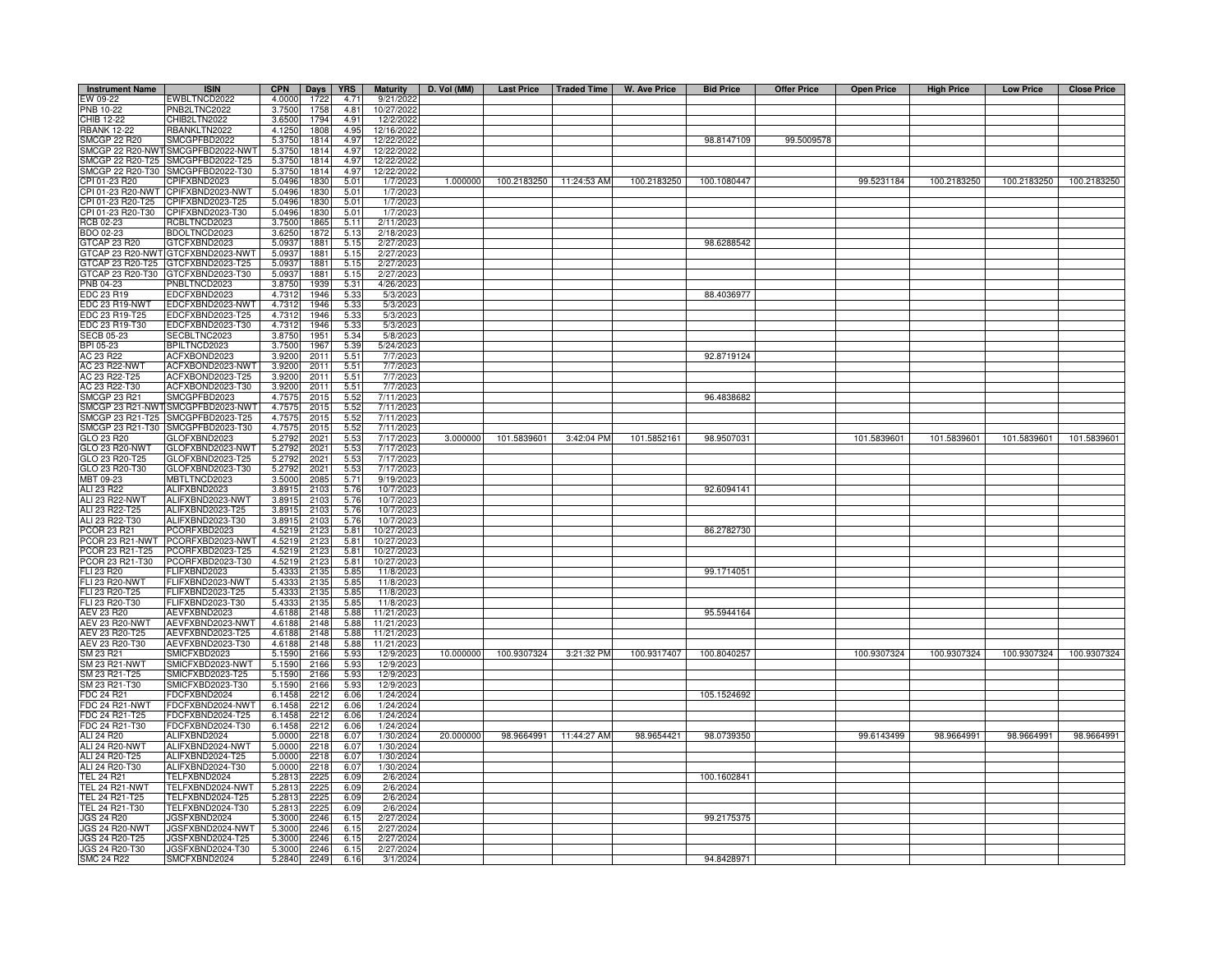| Instrument Name | ISIN | CPN | Days | YRS | Maturity | D. Vol (MM) | Last Price | Traded Time | W. Ave Price | Bid Price | Offer Price | Open Price | High Price | Low Price | Close Price |
|---|---|---|---|---|---|---|---|---|---|---|---|---|---|---|---|
| EW 09-22 | EWBLTNCD2022 | 4.0000 | 1722 | 4.71 | 9/21/2022 | | | | | | | | | | |
| PNB 10-22 | PNB2LTNC2022 | 3.7500 | 1758 | 4.81 | 10/27/2022 | | | | | | | | | | |
| CHIB 12-22 | CHIB2LTN2022 | 3.6500 | 1794 | 4.91 | 12/2/2022 | | | | | | | | | | |
| RBANK 12-22 | RBANKLTN2022 | 4.1250 | 1808 | 4.95 | 12/16/2022 | | | | | | | | | | |
| SMCGP 22 R20 | SMCGPFBD2022 | 5.3750 | 1814 | 4.97 | 12/22/2022 | | | | | 98.8147109 | 99.5009578 | | | | |
| SMCGP 22 R20-NWT | SMCGPFBD2022-NWT | 5.3750 | 1814 | 4.97 | 12/22/2022 | | | | | | | | | | |
| SMCGP 22 R20-T25 | SMCGPFBD2022-T25 | 5.3750 | 1814 | 4.97 | 12/22/2022 | | | | | | | | | | |
| SMCGP 22 R20-T30 | SMCGPFBD2022-T30 | 5.3750 | 1814 | 4.97 | 12/22/2022 | | | | | | | | | | |
| CPI 01-23 R20 | CPIFXBND2023 | 5.0496 | 1830 | 5.01 | 1/7/2023 | 1.000000 | 100.2183250 | 11:24:53 AM | 100.2183250 | 100.1080447 | | 99.5231184 | 100.2183250 | 100.2183250 | 100.2183250 |
| CPI 01-23 R20-NWT | CPIFXBND2023-NWT | 5.0496 | 1830 | 5.01 | 1/7/2023 | | | | | | | | | | |
| CPI 01-23 R20-T25 | CPIFXBND2023-T25 | 5.0496 | 1830 | 5.01 | 1/7/2023 | | | | | | | | | | |
| CPI 01-23 R20-T30 | CPIFXBND2023-T30 | 5.0496 | 1830 | 5.01 | 1/7/2023 | | | | | | | | | | |
| RCB 02-23 | RCBLTNCD2023 | 3.7500 | 1865 | 5.11 | 2/11/2023 | | | | | | | | | | |
| BDO 02-23 | BDOLTNCD2023 | 3.6250 | 1872 | 5.13 | 2/18/2023 | | | | | | | | | | |
| GTCAP 23 R20 | GTCFXBND2023 | 5.0937 | 1881 | 5.15 | 2/27/2023 | | | | | 98.6288542 | | | | | |
| GTCAP 23 R20-NWT | GTCFXBND2023-NWT | 5.0937 | 1881 | 5.15 | 2/27/2023 | | | | | | | | | | |
| GTCAP 23 R20-T25 | GTCFXBND2023-T25 | 5.0937 | 1881 | 5.15 | 2/27/2023 | | | | | | | | | | |
| GTCAP 23 R20-T30 | GTCFXBND2023-T30 | 5.0937 | 1881 | 5.15 | 2/27/2023 | | | | | | | | | | |
| PNB 04-23 | PNBLTNCD2023 | 3.8750 | 1939 | 5.31 | 4/26/2023 | | | | | | | | | | |
| EDC 23 R19 | EDCFXBND2023 | 4.7312 | 1946 | 5.33 | 5/3/2023 | | | | | 88.4036977 | | | | | |
| EDC 23 R19-NWT | EDCFXBND2023-NWT | 4.7312 | 1946 | 5.33 | 5/3/2023 | | | | | | | | | | |
| EDC 23 R19-T25 | EDCFXBND2023-T25 | 4.7312 | 1946 | 5.33 | 5/3/2023 | | | | | | | | | | |
| EDC 23 R19-T30 | EDCFXBND2023-T30 | 4.7312 | 1946 | 5.33 | 5/3/2023 | | | | | | | | | | |
| SECB 05-23 | SECBLTNC2023 | 3.8750 | 1951 | 5.34 | 5/8/2023 | | | | | | | | | | |
| BPI 05-23 | BPILTNCD2023 | 3.7500 | 1967 | 5.39 | 5/24/2023 | | | | | | | | | | |
| AC 23 R22 | ACFXBOND2023 | 3.9200 | 2011 | 5.51 | 7/7/2023 | | | | | 92.8719124 | | | | | |
| AC 23 R22-NWT | ACFXBOND2023-NWT | 3.9200 | 2011 | 5.51 | 7/7/2023 | | | | | | | | | | |
| AC 23 R22-T25 | ACFXBOND2023-T25 | 3.9200 | 2011 | 5.51 | 7/7/2023 | | | | | | | | | | |
| AC 23 R22-T30 | ACFXBOND2023-T30 | 3.9200 | 2011 | 5.51 | 7/7/2023 | | | | | | | | | | |
| SMCGP 23 R21 | SMCGPFBD2023 | 4.7575 | 2015 | 5.52 | 7/11/2023 | | | | | 96.4838682 | | | | | |
| SMCGP 23 R21-NWT | SMCGPFBD2023-NWT | 4.7575 | 2015 | 5.52 | 7/11/2023 | | | | | | | | | | |
| SMCGP 23 R21-T25 | SMCGPFBD2023-T25 | 4.7575 | 2015 | 5.52 | 7/11/2023 | | | | | | | | | | |
| SMCGP 23 R21-T30 | SMCGPFBD2023-T30 | 4.7575 | 2015 | 5.52 | 7/11/2023 | | | | | | | | | | |
| GLO 23 R20 | GLOFXBND2023 | 5.2792 | 2021 | 5.53 | 7/17/2023 | 3.000000 | 101.5839601 | 3:42:04 PM | 101.5852161 | 98.9507031 | | 101.5839601 | 101.5839601 | 101.5839601 | 101.5839601 |
| GLO 23 R20-NWT | GLOFXBND2023-NWT | 5.2792 | 2021 | 5.53 | 7/17/2023 | | | | | | | | | | |
| GLO 23 R20-T25 | GLOFXBND2023-T25 | 5.2792 | 2021 | 5.53 | 7/17/2023 | | | | | | | | | | |
| GLO 23 R20-T30 | GLOFXBND2023-T30 | 5.2792 | 2021 | 5.53 | 7/17/2023 | | | | | | | | | | |
| MBT 09-23 | MBTLTNCD2023 | 3.5000 | 2085 | 5.71 | 9/19/2023 | | | | | | | | | | |
| ALI 23 R22 | ALIFXBND2023 | 3.8915 | 2103 | 5.76 | 10/7/2023 | | | | | 92.6094141 | | | | | |
| ALI 23 R22-NWT | ALIFXBND2023-NWT | 3.8915 | 2103 | 5.76 | 10/7/2023 | | | | | | | | | | |
| ALI 23 R22-T25 | ALIFXBND2023-T25 | 3.8915 | 2103 | 5.76 | 10/7/2023 | | | | | | | | | | |
| ALI 23 R22-T30 | ALIFXBND2023-T30 | 3.8915 | 2103 | 5.76 | 10/7/2023 | | | | | | | | | | |
| PCOR 23 R21 | PCORFXBD2023 | 4.5219 | 2123 | 5.81 | 10/27/2023 | | | | | 86.2782730 | | | | | |
| PCOR 23 R21-NWT | PCORFXBD2023-NWT | 4.5219 | 2123 | 5.81 | 10/27/2023 | | | | | | | | | | |
| PCOR 23 R21-T25 | PCORFXBD2023-T25 | 4.5219 | 2123 | 5.81 | 10/27/2023 | | | | | | | | | | |
| PCOR 23 R21-T30 | PCORFXBD2023-T30 | 4.5219 | 2123 | 5.81 | 10/27/2023 | | | | | | | | | | |
| FLI 23 R20 | FLIFXBND2023 | 5.4333 | 2135 | 5.85 | 11/8/2023 | | | | | 99.1714051 | | | | | |
| FLI 23 R20-NWT | FLIFXBND2023-NWT | 5.4333 | 2135 | 5.85 | 11/8/2023 | | | | | | | | | | |
| FLI 23 R20-T25 | FLIFXBND2023-T25 | 5.4333 | 2135 | 5.85 | 11/8/2023 | | | | | | | | | | |
| FLI 23 R20-T30 | FLIFXBND2023-T30 | 5.4333 | 2135 | 5.85 | 11/8/2023 | | | | | | | | | | |
| AEV 23 R20 | AEVFXBND2023 | 4.6188 | 2148 | 5.88 | 11/21/2023 | | | | | 95.5944164 | | | | | |
| AEV 23 R20-NWT | AEVFXBND2023-NWT | 4.6188 | 2148 | 5.88 | 11/21/2023 | | | | | | | | | | |
| AEV 23 R20-T25 | AEVFXBND2023-T25 | 4.6188 | 2148 | 5.88 | 11/21/2023 | | | | | | | | | | |
| AEV 23 R20-T30 | AEVFXBND2023-T30 | 4.6188 | 2148 | 5.88 | 11/21/2023 | | | | | | | | | | |
| SM 23 R21 | SMICFXBD2023 | 5.1590 | 2166 | 5.93 | 12/9/2023 | 10.000000 | 100.9307324 | 3:21:32 PM | 100.9317407 | 100.8040257 | | 100.9307324 | 100.9307324 | 100.9307324 | 100.9307324 |
| SM 23 R21-NWT | SMICFXBD2023-NWT | 5.1590 | 2166 | 5.93 | 12/9/2023 | | | | | | | | | | |
| SM 23 R21-T25 | SMICFXBD2023-T25 | 5.1590 | 2166 | 5.93 | 12/9/2023 | | | | | | | | | | |
| SM 23 R21-T30 | SMICFXBD2023-T30 | 5.1590 | 2166 | 5.93 | 12/9/2023 | | | | | | | | | | |
| FDC 24 R21 | FDCFXBND2024 | 6.1458 | 2212 | 6.06 | 1/24/2024 | | | | | 105.1524692 | | | | | |
| FDC 24 R21-NWT | FDCFXBND2024-NWT | 6.1458 | 2212 | 6.06 | 1/24/2024 | | | | | | | | | | |
| FDC 24 R21-T25 | FDCFXBND2024-T25 | 6.1458 | 2212 | 6.06 | 1/24/2024 | | | | | | | | | | |
| FDC 24 R21-T30 | FDCFXBND2024-T30 | 6.1458 | 2212 | 6.06 | 1/24/2024 | | | | | | | | | | |
| ALI 24 R20 | ALIFXBND2024 | 5.0000 | 2218 | 6.07 | 1/30/2024 | 20.000000 | 98.9664991 | 11:44:27 AM | 98.9654421 | 98.0739350 | | 99.6143499 | 98.9664991 | 98.9664991 | 98.9664991 |
| ALI 24 R20-NWT | ALIFXBND2024-NWT | 5.0000 | 2218 | 6.07 | 1/30/2024 | | | | | | | | | | |
| ALI 24 R20-T25 | ALIFXBND2024-T25 | 5.0000 | 2218 | 6.07 | 1/30/2024 | | | | | | | | | | |
| ALI 24 R20-T30 | ALIFXBND2024-T30 | 5.0000 | 2218 | 6.07 | 1/30/2024 | | | | | | | | | | |
| TEL 24 R21 | TELFXBND2024 | 5.2813 | 2225 | 6.09 | 2/6/2024 | | | | | 100.1602841 | | | | | |
| TEL 24 R21-NWT | TELFXBND2024-NWT | 5.2813 | 2225 | 6.09 | 2/6/2024 | | | | | | | | | | |
| TEL 24 R21-T25 | TELFXBND2024-T25 | 5.2813 | 2225 | 6.09 | 2/6/2024 | | | | | | | | | | |
| TEL 24 R21-T30 | TELFXBND2024-T30 | 5.2813 | 2225 | 6.09 | 2/6/2024 | | | | | | | | | | |
| JGS 24 R20 | JGSFXBND2024 | 5.3000 | 2246 | 6.15 | 2/27/2024 | | | | | 99.2175375 | | | | | |
| JGS 24 R20-NWT | JGSFXBND2024-NWT | 5.3000 | 2246 | 6.15 | 2/27/2024 | | | | | | | | | | |
| JGS 24 R20-T25 | JGSFXBND2024-T25 | 5.3000 | 2246 | 6.15 | 2/27/2024 | | | | | | | | | | |
| JGS 24 R20-T30 | JGSFXBND2024-T30 | 5.3000 | 2246 | 6.15 | 2/27/2024 | | | | | | | | | | |
| SMC 24 R22 | SMCFXBND2024 | 5.2840 | 2249 | 6.16 | 3/1/2024 | | | | | 94.8428971 | | | | | |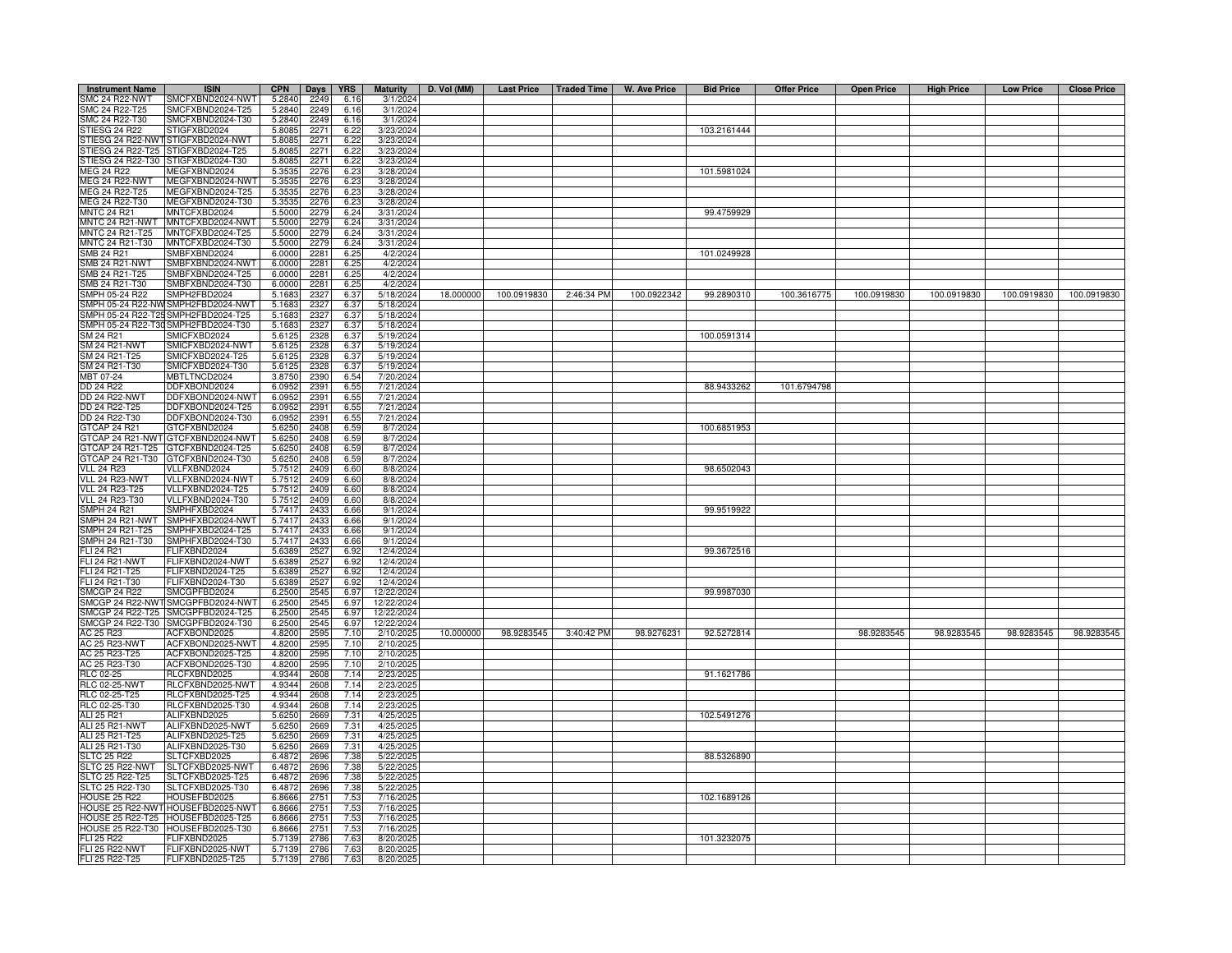| Instrument Name | ISIN | CPN | Days | YRS | Maturity | D. Vol (MM) | Last Price | Traded Time | W. Ave Price | Bid Price | Offer Price | Open Price | High Price | Low Price | Close Price |
|---|---|---|---|---|---|---|---|---|---|---|---|---|---|---|---|
| SMC 24 R22-NWT | SMCFXBND2024-NWT | 5.2840 | 2249 | 6.16 | 3/1/2024 | | | | | | | | | | |
| SMC 24 R22-T25 | SMCFXBND2024-T25 | 5.2840 | 2249 | 6.16 | 3/1/2024 | | | | | | | | | | |
| SMC 24 R22-T30 | SMCFXBND2024-T30 | 5.2840 | 2249 | 6.16 | 3/1/2024 | | | | | | | | | | |
| STIESG 24 R22 | STIGFXBD2024 | 5.8085 | 2271 | 6.22 | 3/23/2024 | | | | | 103.2161444 | | | | | |
| STIESG 24 R22-NWT | STIGFXBD2024-NWT | 5.8085 | 2271 | 6.22 | 3/23/2024 | | | | | | | | | | |
| STIESG 24 R22-T25 | STIGFXBD2024-T25 | 5.8085 | 2271 | 6.22 | 3/23/2024 | | | | | | | | | | |
| STIESG 24 R22-T30 | STIGFXBD2024-T30 | 5.8085 | 2271 | 6.22 | 3/23/2024 | | | | | | | | | | |
| MEG 24 R22 | MEGFXBND2024 | 5.3535 | 2276 | 6.23 | 3/28/2024 | | | | | 101.5981024 | | | | | |
| MEG 24 R22-NWT | MEGFXBND2024-NWT | 5.3535 | 2276 | 6.23 | 3/28/2024 | | | | | | | | | | |
| MEG 24 R22-T25 | MEGFXBND2024-T25 | 5.3535 | 2276 | 6.23 | 3/28/2024 | | | | | | | | | | |
| MEG 24 R22-T30 | MEGFXBND2024-T30 | 5.3535 | 2276 | 6.23 | 3/28/2024 | | | | | | | | | | |
| MNTC 24 R21 | MNTCFXBD2024 | 5.5000 | 2279 | 6.24 | 3/31/2024 | | | | | 99.4759929 | | | | | |
| MNTC 24 R21-NWT | MNTCFXBD2024-NWT | 5.5000 | 2279 | 6.24 | 3/31/2024 | | | | | | | | | | |
| MNTC 24 R21-T25 | MNTCFXBD2024-T25 | 5.5000 | 2279 | 6.24 | 3/31/2024 | | | | | | | | | | |
| MNTC 24 R21-T30 | MNTCFXBD2024-T30 | 5.5000 | 2279 | 6.24 | 3/31/2024 | | | | | | | | | | |
| SMB 24 R21 | SMBFXBND2024 | 6.0000 | 2281 | 6.25 | 4/2/2024 | | | | | 101.0249928 | | | | | |
| SMB 24 R21-NWT | SMBFXBND2024-NWT | 6.0000 | 2281 | 6.25 | 4/2/2024 | | | | | | | | | | |
| SMB 24 R21-T25 | SMBFXBND2024-T25 | 6.0000 | 2281 | 6.25 | 4/2/2024 | | | | | | | | | | |
| SMB 24 R21-T30 | SMBFXBND2024-T30 | 6.0000 | 2281 | 6.25 | 4/2/2024 | | | | | | | | | | |
| SMPH 05-24 R22 | SMPH2FBD2024 | 5.1683 | 2327 | 6.37 | 5/18/2024 | 18.000000 | 100.0919830 | 2:46:34 PM | 100.0922342 | 99.2890310 | 100.3616775 | 100.0919830 | 100.0919830 | 100.0919830 | 100.0919830 |
| SMPH 05-24 R22-NWT | SMPH2FBD2024-NWT | 5.1683 | 2327 | 6.37 | 5/18/2024 | | | | | | | | | | |
| SMPH 05-24 R22-T25 | SMPH2FBD2024-T25 | 5.1683 | 2327 | 6.37 | 5/18/2024 | | | | | | | | | | |
| SMPH 05-24 R22-T30 | SMPH2FBD2024-T30 | 5.1683 | 2327 | 6.37 | 5/18/2024 | | | | | | | | | | |
| SM 24 R21 | SMICFXBD2024 | 5.6125 | 2328 | 6.37 | 5/19/2024 | | | | | 100.0591314 | | | | | |
| SM 24 R21-NWT | SMICFXBD2024-NWT | 5.6125 | 2328 | 6.37 | 5/19/2024 | | | | | | | | | | |
| SM 24 R21-T25 | SMICFXBD2024-T25 | 5.6125 | 2328 | 6.37 | 5/19/2024 | | | | | | | | | | |
| SM 24 R21-T30 | SMICFXBD2024-T30 | 5.6125 | 2328 | 6.37 | 5/19/2024 | | | | | | | | | | |
| MBT 07-24 | MBTLTNCD2024 | 3.8750 | 2390 | 6.54 | 7/20/2024 | | | | | | | | | | |
| DD 24 R22 | DDFXBOND2024 | 6.0952 | 2391 | 6.55 | 7/21/2024 | | | | | 88.9433262 | 101.6794798 | | | | |
| DD 24 R22-NWT | DDFXBOND2024-NWT | 6.0952 | 2391 | 6.55 | 7/21/2024 | | | | | | | | | | |
| DD 24 R22-T25 | DDFXBOND2024-T25 | 6.0952 | 2391 | 6.55 | 7/21/2024 | | | | | | | | | | |
| DD 24 R22-T30 | DDFXBOND2024-T30 | 6.0952 | 2391 | 6.55 | 7/21/2024 | | | | | | | | | | |
| GTCAP 24 R21 | GTCFXBND2024 | 5.6250 | 2408 | 6.59 | 8/7/2024 | | | | | 100.6851953 | | | | | |
| GTCAP 24 R21-NWT | GTCFXBND2024-NWT | 5.6250 | 2408 | 6.59 | 8/7/2024 | | | | | | | | | | |
| GTCAP 24 R21-T25 | GTCFXBND2024-T25 | 5.6250 | 2408 | 6.59 | 8/7/2024 | | | | | | | | | | |
| GTCAP 24 R21-T30 | GTCFXBND2024-T30 | 5.6250 | 2408 | 6.59 | 8/7/2024 | | | | | | | | | | |
| VLL 24 R23 | VLLFXBND2024 | 5.7512 | 2409 | 6.60 | 8/8/2024 | | | | | 98.6502043 | | | | | |
| VLL 24 R23-NWT | VLLFXBND2024-NWT | 5.7512 | 2409 | 6.60 | 8/8/2024 | | | | | | | | | | |
| VLL 24 R23-T25 | VLLFXBND2024-T25 | 5.7512 | 2409 | 6.60 | 8/8/2024 | | | | | | | | | | |
| VLL 24 R23-T30 | VLLFXBND2024-T30 | 5.7512 | 2409 | 6.60 | 8/8/2024 | | | | | | | | | | |
| SMPH 24 R21 | SMPHFXBD2024 | 5.7417 | 2433 | 6.66 | 9/1/2024 | | | | | 99.9519922 | | | | | |
| SMPH 24 R21-NWT | SMPHFXBD2024-NWT | 5.7417 | 2433 | 6.66 | 9/1/2024 | | | | | | | | | | |
| SMPH 24 R21-T25 | SMPHFXBD2024-T25 | 5.7417 | 2433 | 6.66 | 9/1/2024 | | | | | | | | | | |
| SMPH 24 R21-T30 | SMPHFXBD2024-T30 | 5.7417 | 2433 | 6.66 | 9/1/2024 | | | | | | | | | | |
| FLI 24 R21 | FLIFXBND2024 | 5.6389 | 2527 | 6.92 | 12/4/2024 | | | | | 99.3672516 | | | | | |
| FLI 24 R21-NWT | FLIFXBND2024-NWT | 5.6389 | 2527 | 6.92 | 12/4/2024 | | | | | | | | | | |
| FLI 24 R21-T25 | FLIFXBND2024-T25 | 5.6389 | 2527 | 6.92 | 12/4/2024 | | | | | | | | | | |
| FLI 24 R21-T30 | FLIFXBND2024-T30 | 5.6389 | 2527 | 6.92 | 12/4/2024 | | | | | | | | | | |
| SMCGP 24 R22 | SMCGPFBD2024 | 6.2500 | 2545 | 6.97 | 12/22/2024 | | | | | 99.9987030 | | | | | |
| SMCGP 24 R22-NWT | SMCGPFBD2024-NWT | 6.2500 | 2545 | 6.97 | 12/22/2024 | | | | | | | | | | |
| SMCGP 24 R22-T25 | SMCGPFBD2024-T25 | 6.2500 | 2545 | 6.97 | 12/22/2024 | | | | | | | | | | |
| SMCGP 24 R22-T30 | SMCGPFBD2024-T30 | 6.2500 | 2545 | 6.97 | 12/22/2024 | | | | | | | | | | |
| AC 25 R23 | ACFXBOND2025 | 4.8200 | 2595 | 7.10 | 2/10/2025 | 10.000000 | 98.9283545 | 3:40:42 PM | 98.9276231 | 92.5272814 | | 98.9283545 | 98.9283545 | 98.9283545 | 98.9283545 |
| AC 25 R23-NWT | ACFXBOND2025-NWT | 4.8200 | 2595 | 7.10 | 2/10/2025 | | | | | | | | | | |
| AC 25 R23-T25 | ACFXBOND2025-T25 | 4.8200 | 2595 | 7.10 | 2/10/2025 | | | | | | | | | | |
| AC 25 R23-T30 | ACFXBOND2025-T30 | 4.8200 | 2595 | 7.10 | 2/10/2025 | | | | | | | | | | |
| RLC 02-25 | RLCFXBND2025 | 4.9344 | 2608 | 7.14 | 2/23/2025 | | | | | 91.1621786 | | | | | |
| RLC 02-25-NWT | RLCFXBND2025-NWT | 4.9344 | 2608 | 7.14 | 2/23/2025 | | | | | | | | | | |
| RLC 02-25-T25 | RLCFXBND2025-T25 | 4.9344 | 2608 | 7.14 | 2/23/2025 | | | | | | | | | | |
| RLC 02-25-T30 | RLCFXBND2025-T30 | 4.9344 | 2608 | 7.14 | 2/23/2025 | | | | | | | | | | |
| ALI 25 R21 | ALIFXBND2025 | 5.6250 | 2669 | 7.31 | 4/25/2025 | | | | | 102.5491276 | | | | | |
| ALI 25 R21-NWT | ALIFXBND2025-NWT | 5.6250 | 2669 | 7.31 | 4/25/2025 | | | | | | | | | | |
| ALI 25 R21-T25 | ALIFXBND2025-T25 | 5.6250 | 2669 | 7.31 | 4/25/2025 | | | | | | | | | | |
| ALI 25 R21-T30 | ALIFXBND2025-T30 | 5.6250 | 2669 | 7.31 | 4/25/2025 | | | | | | | | | | |
| SLTC 25 R22 | SLTCFXBD2025 | 6.4872 | 2696 | 7.38 | 5/22/2025 | | | | | 88.5326890 | | | | | |
| SLTC 25 R22-NWT | SLTCFXBD2025-NWT | 6.4872 | 2696 | 7.38 | 5/22/2025 | | | | | | | | | | |
| SLTC 25 R22-T25 | SLTCFXBD2025-T25 | 6.4872 | 2696 | 7.38 | 5/22/2025 | | | | | | | | | | |
| SLTC 25 R22-T30 | SLTCFXBD2025-T30 | 6.4872 | 2696 | 7.38 | 5/22/2025 | | | | | | | | | | |
| HOUSE 25 R22 | HOUSEFBD2025 | 6.8666 | 2751 | 7.53 | 7/16/2025 | | | | | 102.1689126 | | | | | |
| HOUSE 25 R22-NWT | HOUSEFBD2025-NWT | 6.8666 | 2751 | 7.53 | 7/16/2025 | | | | | | | | | | |
| HOUSE 25 R22-T25 | HOUSEFBD2025-T25 | 6.8666 | 2751 | 7.53 | 7/16/2025 | | | | | | | | | | |
| HOUSE 25 R22-T30 | HOUSEFBD2025-T30 | 6.8666 | 2751 | 7.53 | 7/16/2025 | | | | | | | | | | |
| FLI 25 R22 | FLIFXBND2025 | 5.7139 | 2786 | 7.63 | 8/20/2025 | | | | | 101.3232075 | | | | | |
| FLI 25 R22-NWT | FLIFXBND2025-NWT | 5.7139 | 2786 | 7.63 | 8/20/2025 | | | | | | | | | | |
| FLI 25 R22-T25 | FLIFXBND2025-T25 | 5.7139 | 2786 | 7.63 | 8/20/2025 | | | | | | | | | | |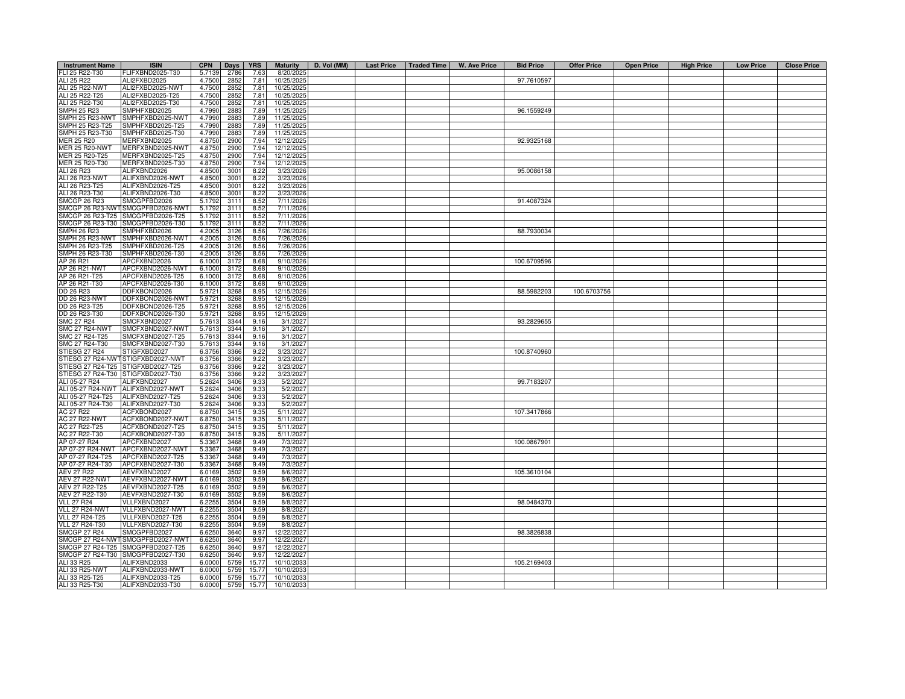| Instrument Name | ISIN | CPN | Days | YRS | Maturity | D. Vol (MM) | Last Price | Traded Time | W. Ave Price | Bid Price | Offer Price | Open Price | High Price | Low Price | Close Price |
|---|---|---|---|---|---|---|---|---|---|---|---|---|---|---|---|
| FLI 25 R22-T30 | FLIFXBND2025-T30 | 5.7139 | 2786 | 7.63 | 8/20/2025 | | | | | | | | | | |
| ALI 25 R22 | ALI2FXBD2025 | 4.7500 | 2852 | 7.81 | 10/25/2025 | | | | | 97.7610597 | | | | | |
| ALI 25 R22-NWT | ALI2FXBD2025-NWT | 4.7500 | 2852 | 7.81 | 10/25/2025 | | | | | | | | | | |
| ALI 25 R22-T25 | ALI2FXBD2025-T25 | 4.7500 | 2852 | 7.81 | 10/25/2025 | | | | | | | | | | |
| ALI 25 R22-T30 | ALI2FXBD2025-T30 | 4.7500 | 2852 | 7.81 | 10/25/2025 | | | | | | | | | | |
| SMPH 25 R23 | SMPHFXBD2025 | 4.7990 | 2883 | 7.89 | 11/25/2025 | | | | | 96.1559249 | | | | | |
| SMPH 25 R23-NWT | SMPHFXBD2025-NWT | 4.7990 | 2883 | 7.89 | 11/25/2025 | | | | | | | | | | |
| SMPH 25 R23-T25 | SMPHFXBD2025-T25 | 4.7990 | 2883 | 7.89 | 11/25/2025 | | | | | | | | | | |
| SMPH 25 R23-T30 | SMPHFXBD2025-T30 | 4.7990 | 2883 | 7.89 | 11/25/2025 | | | | | | | | | | |
| MER 25 R20 | MERFXBND2025 | 4.8750 | 2900 | 7.94 | 12/12/2025 | | | | | 92.9325168 | | | | | |
| MER 25 R20-NWT | MERFXBND2025-NWT | 4.8750 | 2900 | 7.94 | 12/12/2025 | | | | | | | | | | |
| MER 25 R20-T25 | MERFXBND2025-T25 | 4.8750 | 2900 | 7.94 | 12/12/2025 | | | | | | | | | | |
| MER 25 R20-T30 | MERFXBND2025-T30 | 4.8750 | 2900 | 7.94 | 12/12/2025 | | | | | | | | | | |
| ALI 26 R23 | ALIFXBND2026 | 4.8500 | 3001 | 8.22 | 3/23/2026 | | | | | 95.0086158 | | | | | |
| ALI 26 R23-NWT | ALIFXBND2026-NWT | 4.8500 | 3001 | 8.22 | 3/23/2026 | | | | | | | | | | |
| ALI 26 R23-T25 | ALIFXBND2026-T25 | 4.8500 | 3001 | 8.22 | 3/23/2026 | | | | | | | | | | |
| ALI 26 R23-T30 | ALIFXBND2026-T30 | 4.8500 | 3001 | 8.22 | 3/23/2026 | | | | | | | | | | |
| SMCGP 26 R23 | SMCGPFBD2026 | 5.1792 | 3111 | 8.52 | 7/11/2026 | | | | | 91.4087324 | | | | | |
| SMCGP 26 R23-NWT | SMCGPFBD2026-NWT | 5.1792 | 3111 | 8.52 | 7/11/2026 | | | | | | | | | | |
| SMCGP 26 R23-T25 | SMCGPFBD2026-T25 | 5.1792 | 3111 | 8.52 | 7/11/2026 | | | | | | | | | | |
| SMCGP 26 R23-T30 | SMCGPFBD2026-T30 | 5.1792 | 3111 | 8.52 | 7/11/2026 | | | | | | | | | | |
| SMPH 26 R23 | SMPHFXBD2026 | 4.2005 | 3126 | 8.56 | 7/26/2026 | | | | | 88.7930034 | | | | | |
| SMPH 26 R23-NWT | SMPHFXBD2026-NWT | 4.2005 | 3126 | 8.56 | 7/26/2026 | | | | | | | | | | |
| SMPH 26 R23-T25 | SMPHFXBD2026-T25 | 4.2005 | 3126 | 8.56 | 7/26/2026 | | | | | | | | | | |
| SMPH 26 R23-T30 | SMPHFXBD2026-T30 | 4.2005 | 3126 | 8.56 | 7/26/2026 | | | | | | | | | | |
| AP 26 R21 | APCFXBND2026 | 6.1000 | 3172 | 8.68 | 9/10/2026 | | | | | 100.6709596 | | | | | |
| AP 26 R21-NWT | APCFXBND2026-NWT | 6.1000 | 3172 | 8.68 | 9/10/2026 | | | | | | | | | | |
| AP 26 R21-T25 | APCFXBND2026-T25 | 6.1000 | 3172 | 8.68 | 9/10/2026 | | | | | | | | | | |
| AP 26 R21-T30 | APCFXBND2026-T30 | 6.1000 | 3172 | 8.68 | 9/10/2026 | | | | | | | | | | |
| DD 26 R23 | DDFXBOND2026 | 5.9721 | 3268 | 8.95 | 12/15/2026 | | | | | 88.5982203 | 100.6703756 | | | | |
| DD 26 R23-NWT | DDFXBOND2026-NWT | 5.9721 | 3268 | 8.95 | 12/15/2026 | | | | | | | | | | |
| DD 26 R23-T25 | DDFXBOND2026-T25 | 5.9721 | 3268 | 8.95 | 12/15/2026 | | | | | | | | | | |
| DD 26 R23-T30 | DDFXBOND2026-T30 | 5.9721 | 3268 | 8.95 | 12/15/2026 | | | | | | | | | | |
| SMC 27 R24 | SMCFXBND2027 | 5.7613 | 3344 | 9.16 | 3/1/2027 | | | | | 93.2829655 | | | | | |
| SMC 27 R24-NWT | SMCFXBND2027-NWT | 5.7613 | 3344 | 9.16 | 3/1/2027 | | | | | | | | | | |
| SMC 27 R24-T25 | SMCFXBND2027-T25 | 5.7613 | 3344 | 9.16 | 3/1/2027 | | | | | | | | | | |
| SMC 27 R24-T30 | SMCFXBND2027-T30 | 5.7613 | 3344 | 9.16 | 3/1/2027 | | | | | | | | | | |
| STIESG 27 R24 | STIGFXBD2027 | 6.3756 | 3366 | 9.22 | 3/23/2027 | | | | | 100.8740960 | | | | | |
| STIESG 27 R24-NWT | STIGFXBD2027-NWT | 6.3756 | 3366 | 9.22 | 3/23/2027 | | | | | | | | | | |
| STIESG 27 R24-T25 | STIGFXBD2027-T25 | 6.3756 | 3366 | 9.22 | 3/23/2027 | | | | | | | | | | |
| STIESG 27 R24-T30 | STIGFXBD2027-T30 | 6.3756 | 3366 | 9.22 | 3/23/2027 | | | | | | | | | | |
| ALI 05-27 R24 | ALIFXBND2027 | 5.2624 | 3406 | 9.33 | 5/2/2027 | | | | | 99.7183207 | | | | | |
| ALI 05-27 R24-NWT | ALIFXBND2027-NWT | 5.2624 | 3406 | 9.33 | 5/2/2027 | | | | | | | | | | |
| ALI 05-27 R24-T25 | ALIFXBND2027-T25 | 5.2624 | 3406 | 9.33 | 5/2/2027 | | | | | | | | | | |
| ALI 05-27 R24-T30 | ALIFXBND2027-T30 | 5.2624 | 3406 | 9.33 | 5/2/2027 | | | | | | | | | | |
| AC 27 R22 | ACFXBOND2027 | 6.8750 | 3415 | 9.35 | 5/11/2027 | | | | | 107.3417866 | | | | | |
| AC 27 R22-NWT | ACFXBOND2027-NWT | 6.8750 | 3415 | 9.35 | 5/11/2027 | | | | | | | | | | |
| AC 27 R22-T25 | ACFXBOND2027-T25 | 6.8750 | 3415 | 9.35 | 5/11/2027 | | | | | | | | | | |
| AC 27 R22-T30 | ACFXBOND2027-T30 | 6.8750 | 3415 | 9.35 | 5/11/2027 | | | | | | | | | | |
| AP 07-27 R24 | APCFXBND2027 | 5.3367 | 3468 | 9.49 | 7/3/2027 | | | | | 100.0867901 | | | | | |
| AP 07-27 R24-NWT | APCFXBND2027-NWT | 5.3367 | 3468 | 9.49 | 7/3/2027 | | | | | | | | | | |
| AP 07-27 R24-T25 | APCFXBND2027-T25 | 5.3367 | 3468 | 9.49 | 7/3/2027 | | | | | | | | | | |
| AP 07-27 R24-T30 | APCFXBND2027-T30 | 5.3367 | 3468 | 9.49 | 7/3/2027 | | | | | | | | | | |
| AEV 27 R22 | AEVFXBND2027 | 6.0169 | 3502 | 9.59 | 8/6/2027 | | | | | 105.3610104 | | | | | |
| AEV 27 R22-NWT | AEVFXBND2027-NWT | 6.0169 | 3502 | 9.59 | 8/6/2027 | | | | | | | | | | |
| AEV 27 R22-T25 | AEVFXBND2027-T25 | 6.0169 | 3502 | 9.59 | 8/6/2027 | | | | | | | | | | |
| AEV 27 R22-T30 | AEVFXBND2027-T30 | 6.0169 | 3502 | 9.59 | 8/6/2027 | | | | | | | | | | |
| VLL 27 R24 | VLLFXBND2027 | 6.2255 | 3504 | 9.59 | 8/8/2027 | | | | | 98.0484370 | | | | | |
| VLL 27 R24-NWT | VLLFXBND2027-NWT | 6.2255 | 3504 | 9.59 | 8/8/2027 | | | | | | | | | | |
| VLL 27 R24-T25 | VLLFXBND2027-T25 | 6.2255 | 3504 | 9.59 | 8/8/2027 | | | | | | | | | | |
| VLL 27 R24-T30 | VLLFXBND2027-T30 | 6.2255 | 3504 | 9.59 | 8/8/2027 | | | | | | | | | | |
| SMCGP 27 R24 | SMCGPFBD2027 | 6.6250 | 3640 | 9.97 | 12/22/2027 | | | | | 98.3826838 | | | | | |
| SMCGP 27 R24-NWT | SMCGPFBD2027-NWT | 6.6250 | 3640 | 9.97 | 12/22/2027 | | | | | | | | | | |
| SMCGP 27 R24-T25 | SMCGPFBD2027-T25 | 6.6250 | 3640 | 9.97 | 12/22/2027 | | | | | | | | | | |
| SMCGP 27 R24-T30 | SMCGPFBD2027-T30 | 6.6250 | 3640 | 9.97 | 12/22/2027 | | | | | | | | | | |
| ALI 33 R25 | ALIFXBND2033 | 6.0000 | 5759 | 15.77 | 10/10/2033 | | | | | 105.2169403 | | | | | |
| ALI 33 R25-NWT | ALIFXBND2033-NWT | 6.0000 | 5759 | 15.77 | 10/10/2033 | | | | | | | | | | |
| ALI 33 R25-T25 | ALIFXBND2033-T25 | 6.0000 | 5759 | 15.77 | 10/10/2033 | | | | | | | | | | |
| ALI 33 R25-T30 | ALIFXBND2033-T30 | 6.0000 | 5759 | 15.77 | 10/10/2033 | | | | | | | | | | |